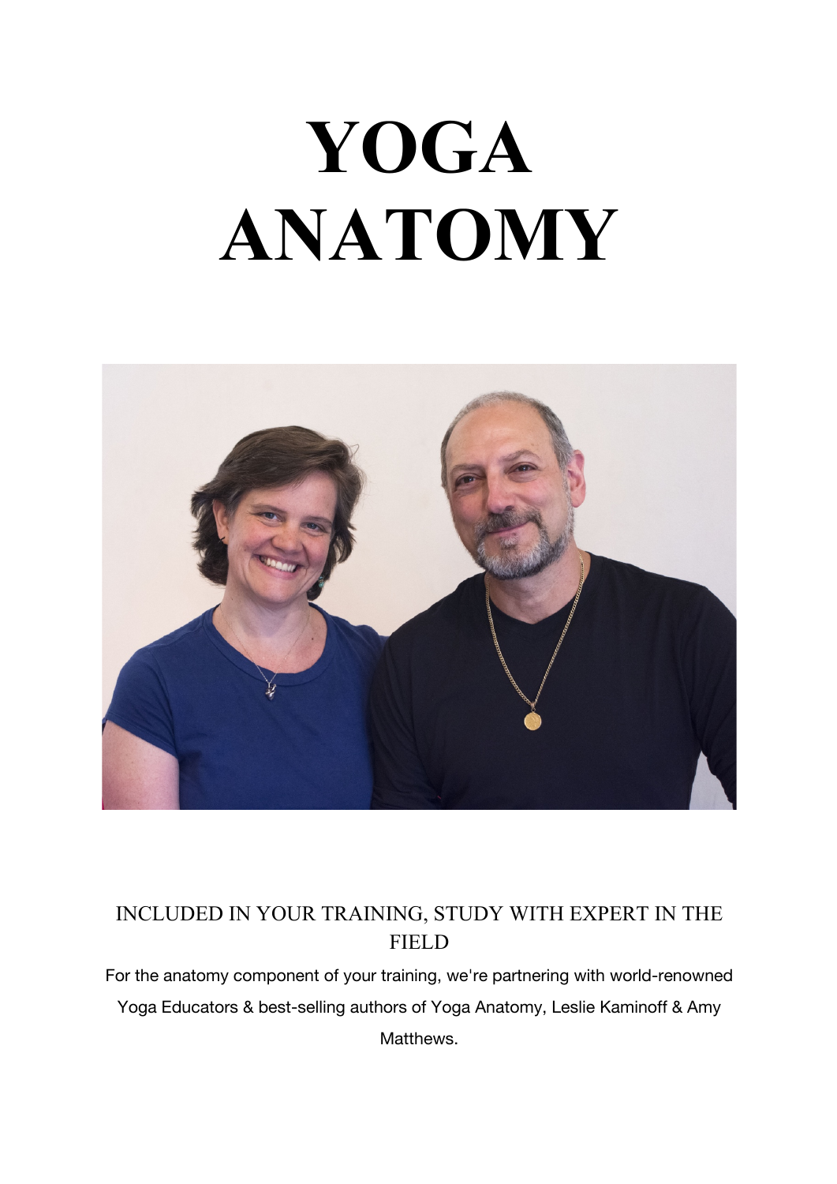# YOGA ANATOMY

INCLUDED IN YOUR TRAINING, STUDY WITH EXPERT IN THE FIELD

For the anatomy component of your training, we're partnering with world-renowned Yoga Educators & best-selling authors of Yoga Anatomy, Leslie Kaminoff & Amy Matthews.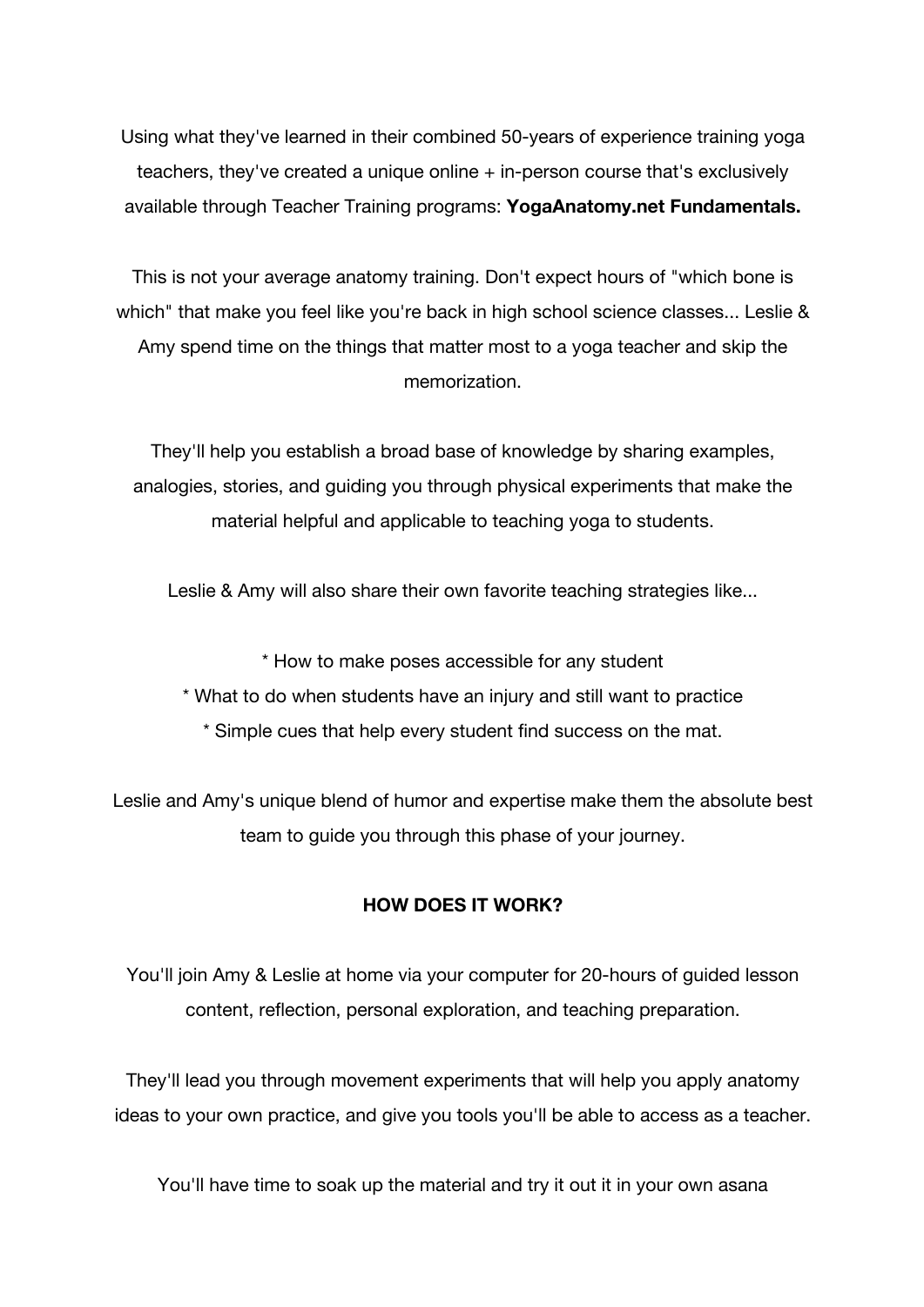Using what they've learned in their combined 50-years of experience training yoga teachers, they've created a unique online + in-person course that's exclusively available through Teacher Training programs: **YogaAnatomy.net Fundamentals.**

This is not your average anatomy training. Don't expect hours of "which bone is which" that make you feel like you're back in high school science classes... Leslie & Amy spend time on the things that matter most to a yoga teacher and skip the memorization.

They'll help you establish a broad base of knowledge by sharing examples, analogies, stories, and guiding you through physical experiments that make the material helpful and applicable to teaching yoga to students.

Leslie & Amy will also share their own favorite teaching strategies like...

* How to make poses accessible for any student
* What to do when students have an injury and still want to practice
* Simple cues that help every student find success on the mat.

Leslie and Amy's unique blend of humor and expertise make them the absolute best team to guide you through this phase of your journey.

**HOW DOES IT WORK?**

You'll join Amy & Leslie at home via your computer for 20-hours of guided lesson content, reflection, personal exploration, and teaching preparation.

They'll lead you through movement experiments that will help you apply anatomy ideas to your own practice, and give you tools you'll be able to access as a teacher.

You'll have time to soak up the material and try it out it in your own asana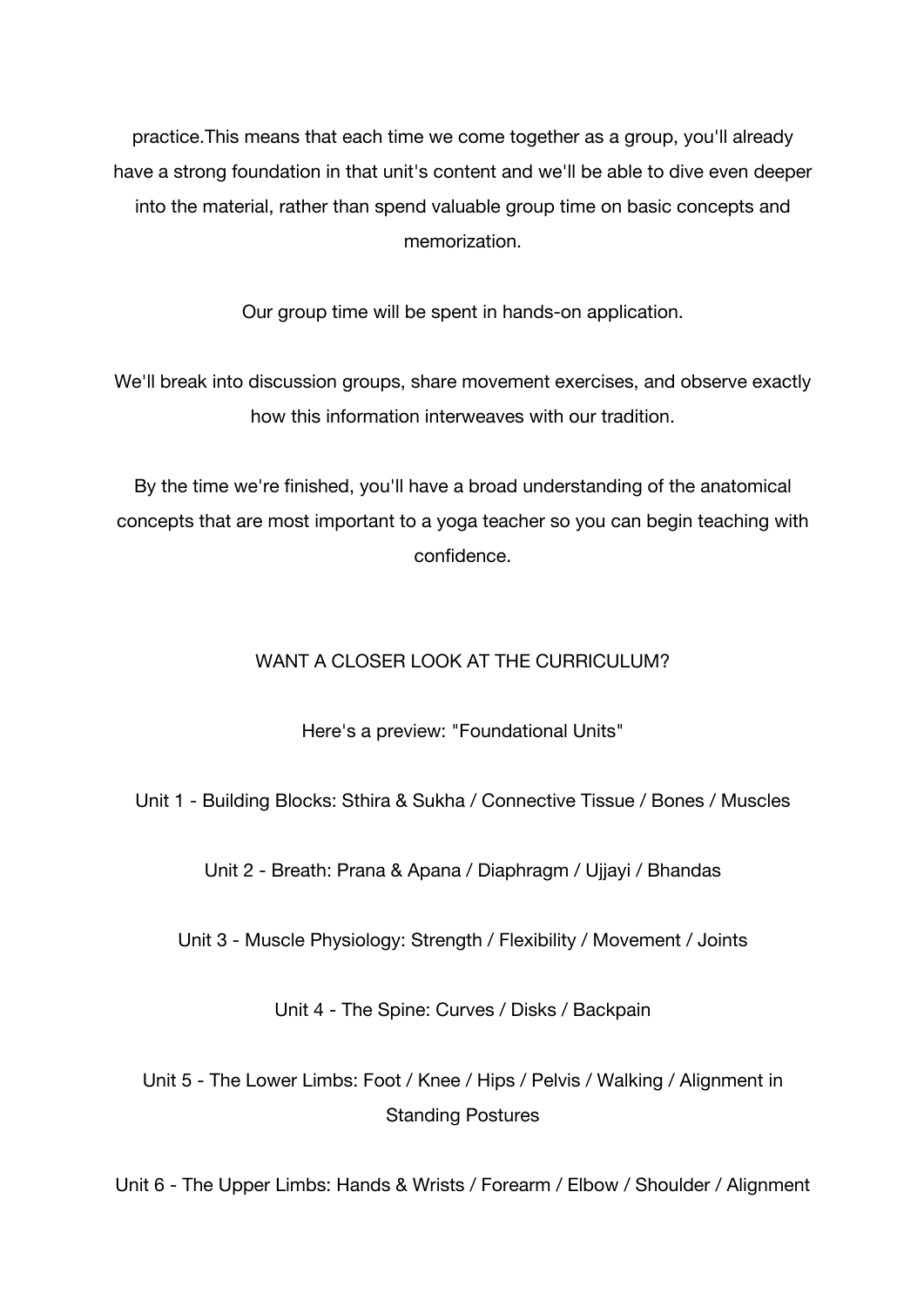practice.This means that each time we come together as a group, you'll already have a strong foundation in that unit's content and we'll be able to dive even deeper into the material, rather than spend valuable group time on basic concepts and memorization.

Our group time will be spent in hands-on application.

We'll break into discussion groups, share movement exercises, and observe exactly how this information interweaves with our tradition.

By the time we're finished, you'll have a broad understanding of the anatomical concepts that are most important to a yoga teacher so you can begin teaching with confidence.

## WANT A CLOSER LOOK AT THE CURRICULUM?

Here's a preview: "Foundational Units"

Unit 1 - Building Blocks: Sthira & Sukha / Connective Tissue / Bones / Muscles

Unit 2 - Breath: Prana & Apana / Diaphragm / Ujjayi / Bhandas

Unit 3 - Muscle Physiology: Strength / Flexibility / Movement / Joints

Unit 4 - The Spine: Curves / Disks / Backpain

Unit 5 - The Lower Limbs: Foot / Knee / Hips / Pelvis / Walking / Alignment in Standing Postures

Unit 6 - The Upper Limbs: Hands & Wrists / Forearm / Elbow / Shoulder / Alignment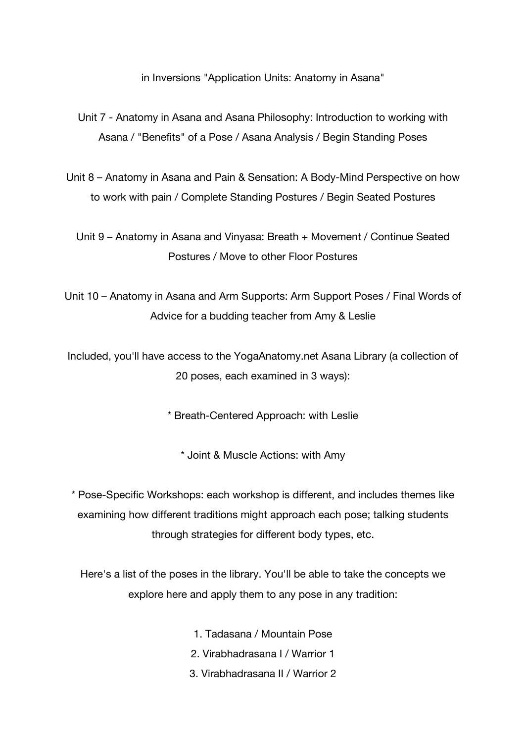in Inversions "Application Units: Anatomy in Asana"

Unit 7 - Anatomy in Asana and Asana Philosophy: Introduction to working with Asana / "Benefits" of a Pose / Asana Analysis / Begin Standing Poses

Unit 8 – Anatomy in Asana and Pain & Sensation: A Body-Mind Perspective on how to work with pain / Complete Standing Postures / Begin Seated Postures

Unit 9 – Anatomy in Asana and Vinyasa: Breath + Movement / Continue Seated Postures / Move to other Floor Postures

Unit 10 – Anatomy in Asana and Arm Supports: Arm Support Poses / Final Words of Advice for a budding teacher from Amy & Leslie

Included, you'll have access to the YogaAnatomy.net Asana Library (a collection of 20 poses, each examined in 3 ways):

* Breath-Centered Approach: with Leslie

* Joint & Muscle Actions: with Amy

* Pose-Specific Workshops: each workshop is different, and includes themes like examining how different traditions might approach each pose; talking students through strategies for different body types, etc.

Here's a list of the poses in the library. You'll be able to take the concepts we explore here and apply them to any pose in any tradition:

1. Tadasana / Mountain Pose
2. Virabhadrasana I / Warrior 1
3. Virabhadrasana II / Warrior 2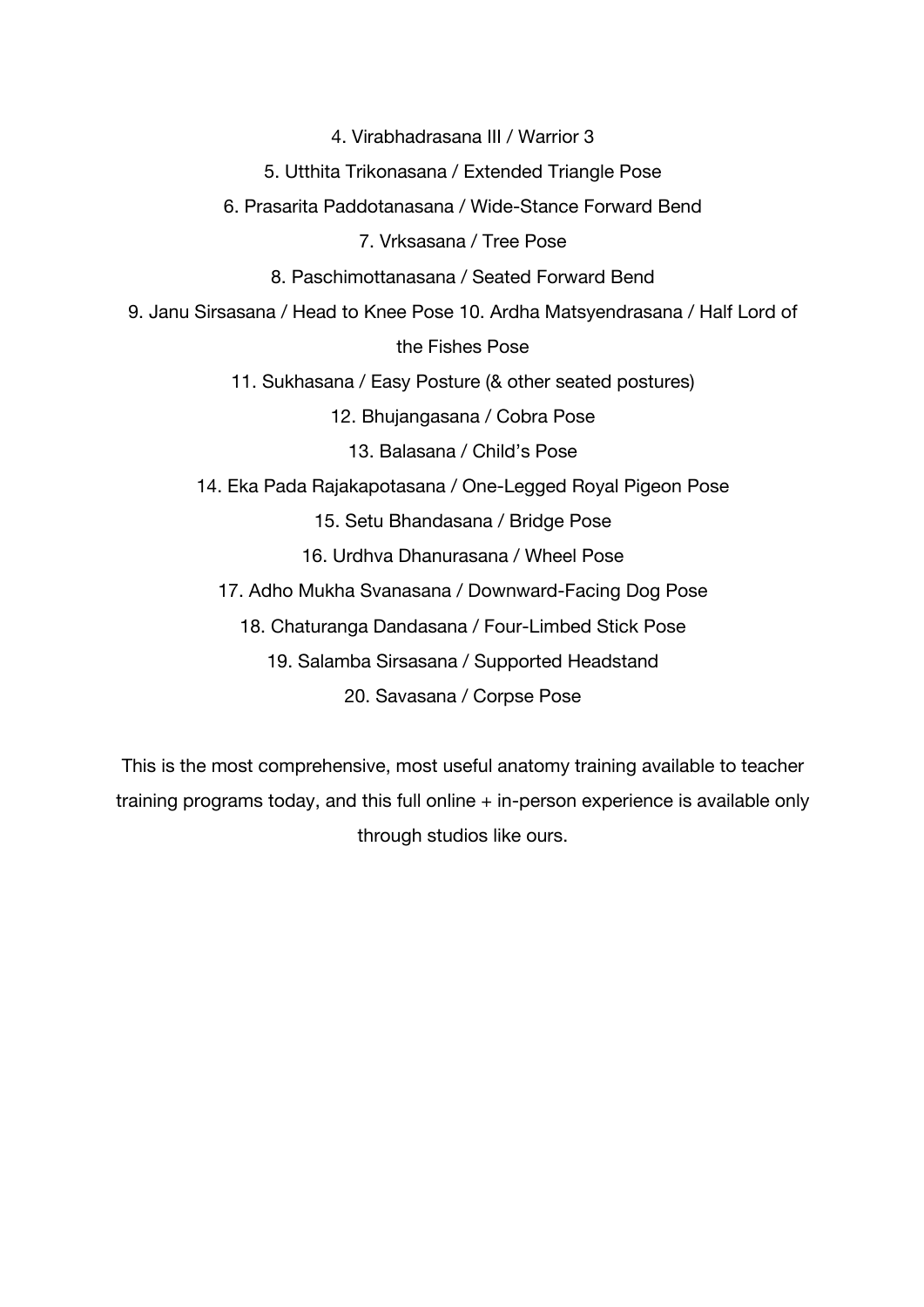4. Virabhadrasana III / Warrior 3
5. Utthita Trikonasana / Extended Triangle Pose
6. Prasarita Paddotanasana / Wide-Stance Forward Bend
7. Vrksasana / Tree Pose
8. Paschimottanasana / Seated Forward Bend
9. Janu Sirsasana / Head to Knee Pose 10. Ardha Matsyendrasana / Half Lord of the Fishes Pose
11. Sukhasana / Easy Posture (& other seated postures)
12. Bhujangasana / Cobra Pose
13. Balasana / Child's Pose
14. Eka Pada Rajakapotasana / One-Legged Royal Pigeon Pose
15. Setu Bhandasana / Bridge Pose
16. Urdhva Dhanurasana / Wheel Pose
17. Adho Mukha Svanasana / Downward-Facing Dog Pose
18. Chaturanga Dandasana / Four-Limbed Stick Pose
19. Salamba Sirsasana / Supported Headstand
20. Savasana / Corpse Pose

This is the most comprehensive, most useful anatomy training available to teacher training programs today, and this full online + in-person experience is available only through studios like ours.